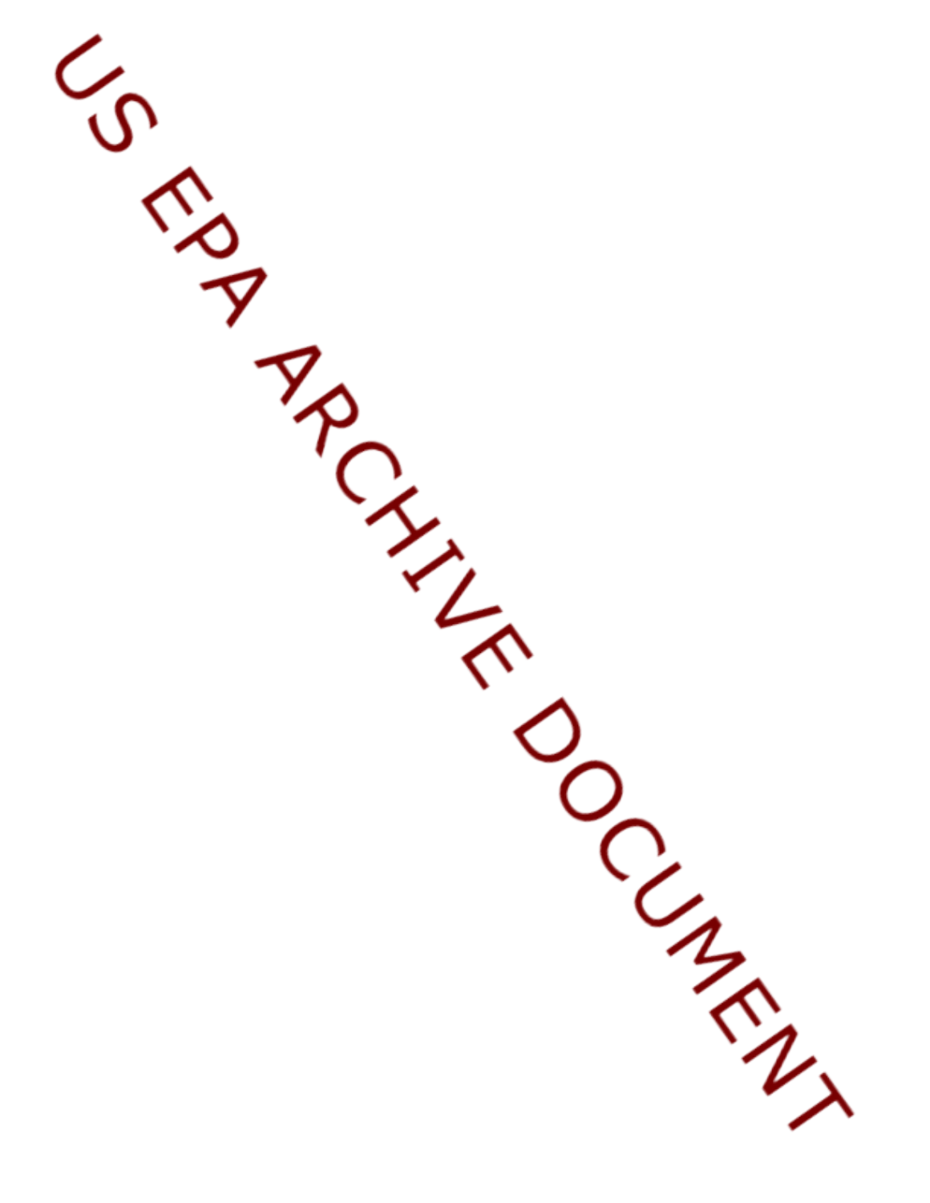US EPA ARCHIVE DOCUMENT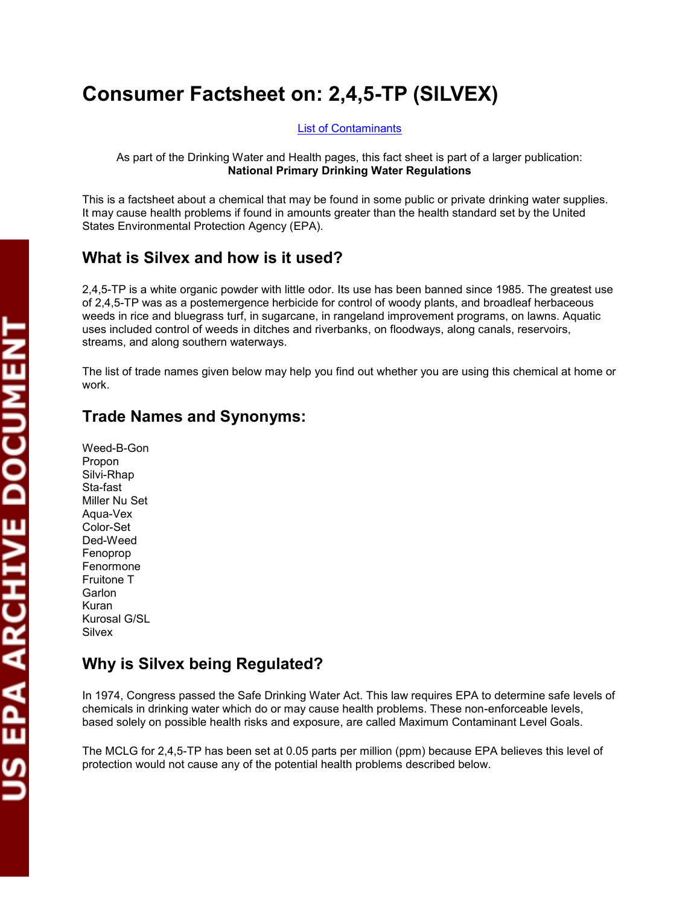# Consumer Factsheet on: 2,4,5-TP (SILVEX)

List of Contaminants

As part of the Drinking Water and Health pages, this fact sheet is part of a larger publication:
**National Primary Drinking Water Regulations**

This is a factsheet about a chemical that may be found in some public or private drinking water supplies. It may cause health problems if found in amounts greater than the health standard set by the United States Environmental Protection Agency (EPA).

## What is Silvex and how is it used?

2,4,5-TP is a white organic powder with little odor. Its use has been banned since 1985. The greatest use of 2,4,5-TP was as a postemergence herbicide for control of woody plants, and broadleaf herbaceous weeds in rice and bluegrass turf, in sugarcane, in rangeland improvement programs, on lawns. Aquatic uses included control of weeds in ditches and riverbanks, on floodways, along canals, reservoirs, streams, and along southern waterways.

The list of trade names given below may help you find out whether you are using this chemical at home or work.

## Trade Names and Synonyms:

Weed-B-Gon
Propon
Silvi-Rhap
Sta-fast
Miller Nu Set
Aqua-Vex
Color-Set
Ded-Weed
Fenoprop
Fenormone
Fruitone T
Garlon
Kuran
Kurosal G/SL
Silvex

## Why is Silvex being Regulated?

In 1974, Congress passed the Safe Drinking Water Act. This law requires EPA to determine safe levels of chemicals in drinking water which do or may cause health problems. These non-enforceable levels, based solely on possible health risks and exposure, are called Maximum Contaminant Level Goals.

The MCLG for 2,4,5-TP has been set at 0.05 parts per million (ppm) because EPA believes this level of protection would not cause any of the potential health problems described below.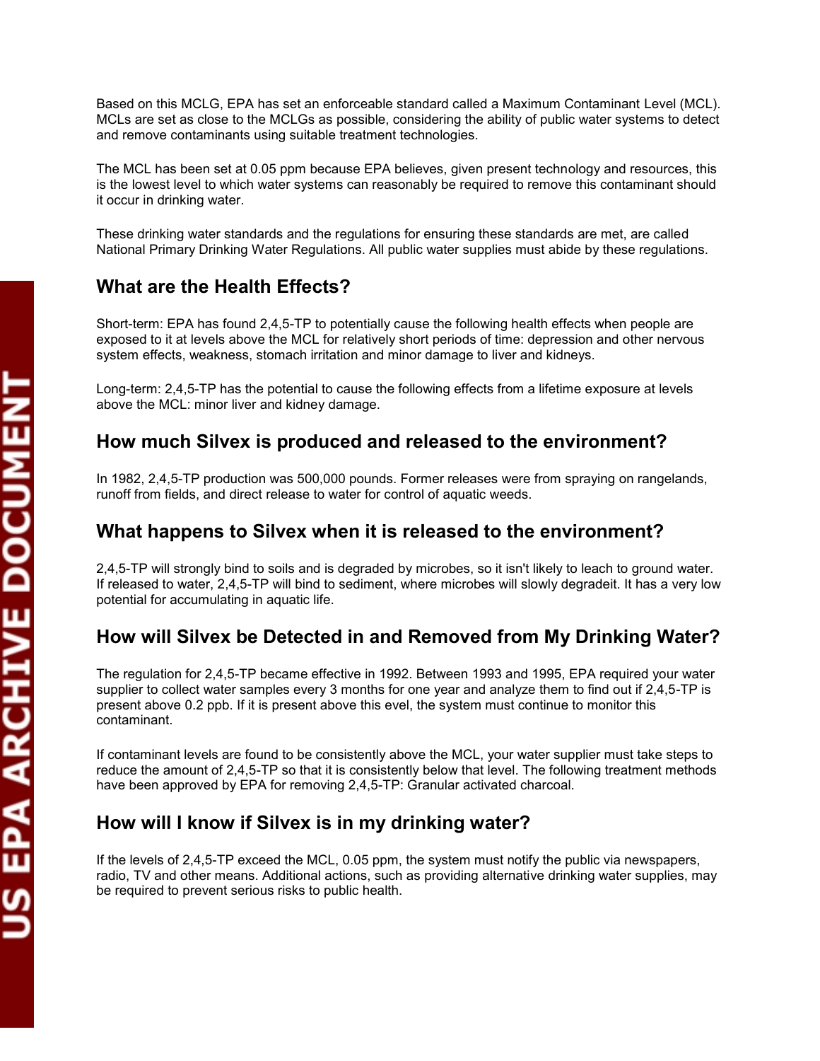Based on this MCLG, EPA has set an enforceable standard called a Maximum Contaminant Level (MCL). MCLs are set as close to the MCLGs as possible, considering the ability of public water systems to detect and remove contaminants using suitable treatment technologies.

The MCL has been set at 0.05 ppm because EPA believes, given present technology and resources, this is the lowest level to which water systems can reasonably be required to remove this contaminant should it occur in drinking water.

These drinking water standards and the regulations for ensuring these standards are met, are called National Primary Drinking Water Regulations. All public water supplies must abide by these regulations.

## What are the Health Effects?

Short-term: EPA has found 2,4,5-TP to potentially cause the following health effects when people are exposed to it at levels above the MCL for relatively short periods of time: depression and other nervous system effects, weakness, stomach irritation and minor damage to liver and kidneys.

Long-term: 2,4,5-TP has the potential to cause the following effects from a lifetime exposure at levels above the MCL: minor liver and kidney damage.

## How much Silvex is produced and released to the environment?

In 1982, 2,4,5-TP production was 500,000 pounds. Former releases were from spraying on rangelands, runoff from fields, and direct release to water for control of aquatic weeds.

## What happens to Silvex when it is released to the environment?

2,4,5-TP will strongly bind to soils and is degraded by microbes, so it isn't likely to leach to ground water. If released to water, 2,4,5-TP will bind to sediment, where microbes will slowly degradeit. It has a very low potential for accumulating in aquatic life.

## How will Silvex be Detected in and Removed from My Drinking Water?

The regulation for 2,4,5-TP became effective in 1992. Between 1993 and 1995, EPA required your water supplier to collect water samples every 3 months for one year and analyze them to find out if 2,4,5-TP is present above 0.2 ppb. If it is present above this evel, the system must continue to monitor this contaminant.

If contaminant levels are found to be consistently above the MCL, your water supplier must take steps to reduce the amount of 2,4,5-TP so that it is consistently below that level. The following treatment methods have been approved by EPA for removing 2,4,5-TP: Granular activated charcoal.

## How will I know if Silvex is in my drinking water?

If the levels of 2,4,5-TP exceed the MCL, 0.05 ppm, the system must notify the public via newspapers, radio, TV and other means. Additional actions, such as providing alternative drinking water supplies, may be required to prevent serious risks to public health.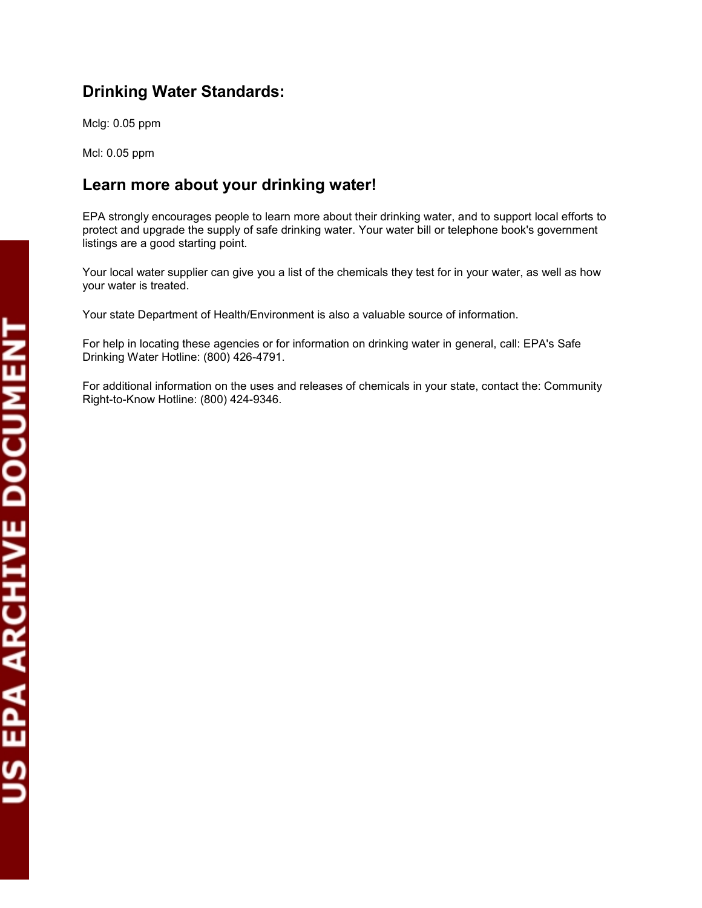## Drinking Water Standards:

Mclg: 0.05 ppm

Mcl: 0.05 ppm

## Learn more about your drinking water!

EPA strongly encourages people to learn more about their drinking water, and to support local efforts to protect and upgrade the supply of safe drinking water. Your water bill or telephone book's government listings are a good starting point.

Your local water supplier can give you a list of the chemicals they test for in your water, as well as how your water is treated.

Your state Department of Health/Environment is also a valuable source of information.

For help in locating these agencies or for information on drinking water in general, call: EPA's Safe Drinking Water Hotline: (800) 426-4791.

For additional information on the uses and releases of chemicals in your state, contact the: Community Right-to-Know Hotline: (800) 424-9346.